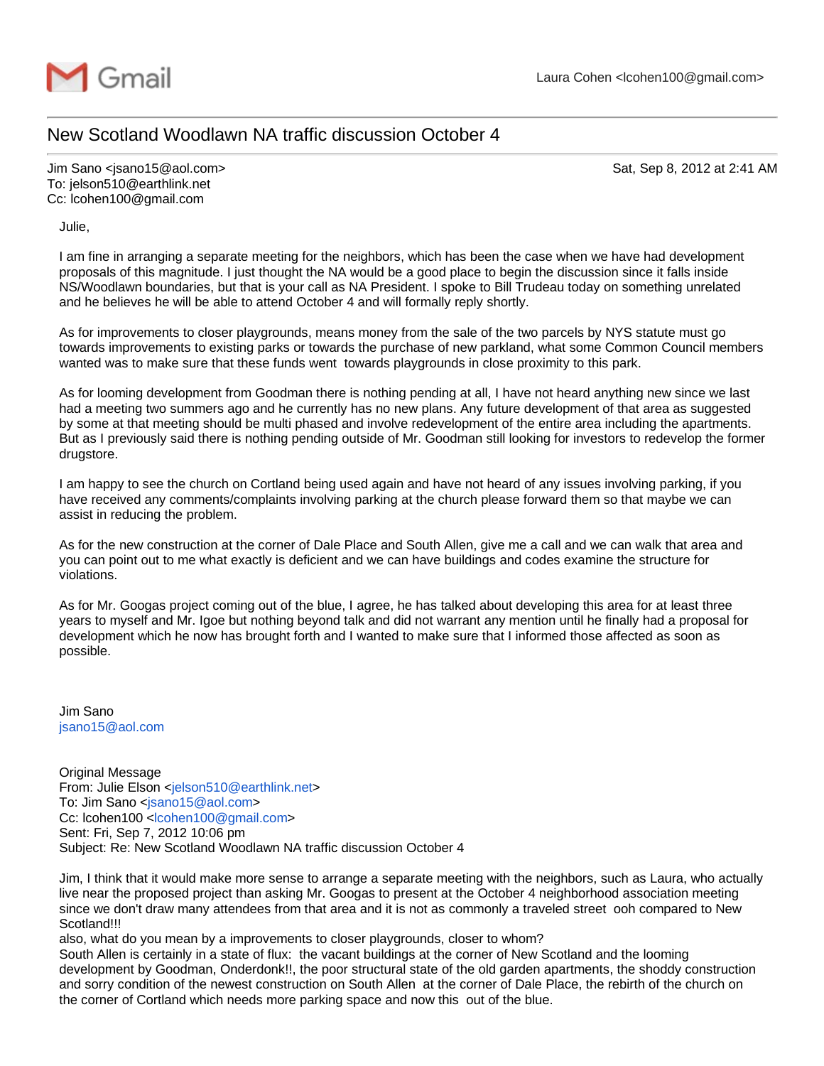Gmail — Laura Cohen <lcohen100@gmail.com>

# New Scotland Woodlawn NA traffic discussion October 4

Jim Sano <jsano15@aol.com> — Sat, Sep 8, 2012 at 2:41 AM
To: jelson510@earthlink.net
Cc: lcohen100@gmail.com

Julie,

I am fine in arranging a separate meeting for the neighbors, which has been the case when we have had development proposals of this magnitude. I just thought the NA would be a good place to begin the discussion since it falls inside NS/Woodlawn boundaries, but that is your call as NA President. I spoke to Bill Trudeau today on something unrelated and he believes he will be able to attend October 4 and will formally reply shortly.

As for improvements to closer playgrounds, means money from the sale of the two parcels by NYS statute must go towards improvements to existing parks or towards the purchase of new parkland, what some Common Council members wanted was to make sure that these funds went  towards playgrounds in close proximity to this park.

As for looming development from Goodman there is nothing pending at all, I have not heard anything new since we last had a meeting two summers ago and he currently has no new plans. Any future development of that area as suggested by some at that meeting should be multi phased and involve redevelopment of the entire area including the apartments. But as I previously said there is nothing pending outside of Mr. Goodman still looking for investors to redevelop the former drugstore.

I am happy to see the church on Cortland being used again and have not heard of any issues involving parking, if you have received any comments/complaints involving parking at the church please forward them so that maybe we can assist in reducing the problem.

As for the new construction at the corner of Dale Place and South Allen, give me a call and we can walk that area and you can point out to me what exactly is deficient and we can have buildings and codes examine the structure for violations.

As for Mr. Googas project coming out of the blue, I agree, he has talked about developing this area for at least three years to myself and Mr. Igoe but nothing beyond talk and did not warrant any mention until he finally had a proposal for development which he now has brought forth and I wanted to make sure that I informed those affected as soon as possible.

Jim Sano
jsano15@aol.com

Original Message
From: Julie Elson <jelson510@earthlink.net>
To: Jim Sano <jsano15@aol.com>
Cc: lcohen100 <lcohen100@gmail.com>
Sent: Fri, Sep 7, 2012 10:06 pm
Subject: Re: New Scotland Woodlawn NA traffic discussion October 4

Jim, I think that it would make more sense to arrange a separate meeting with the neighbors, such as Laura, who actually live near the proposed project than asking Mr. Googas to present at the October 4 neighborhood association meeting since we don't draw many attendees from that area and it is not as commonly a traveled street  ooh compared to New Scotland!!!
also, what do you mean by a improvements to closer playgrounds, closer to whom?
South Allen is certainly in a state of flux:  the vacant buildings at the corner of New Scotland and the looming development by Goodman, Onderdonk!!, the poor structural state of the old garden apartments, the shoddy construction and sorry condition of the newest construction on South Allen  at the corner of Dale Place, the rebirth of the church on the corner of Cortland which needs more parking space and now this  out of the blue.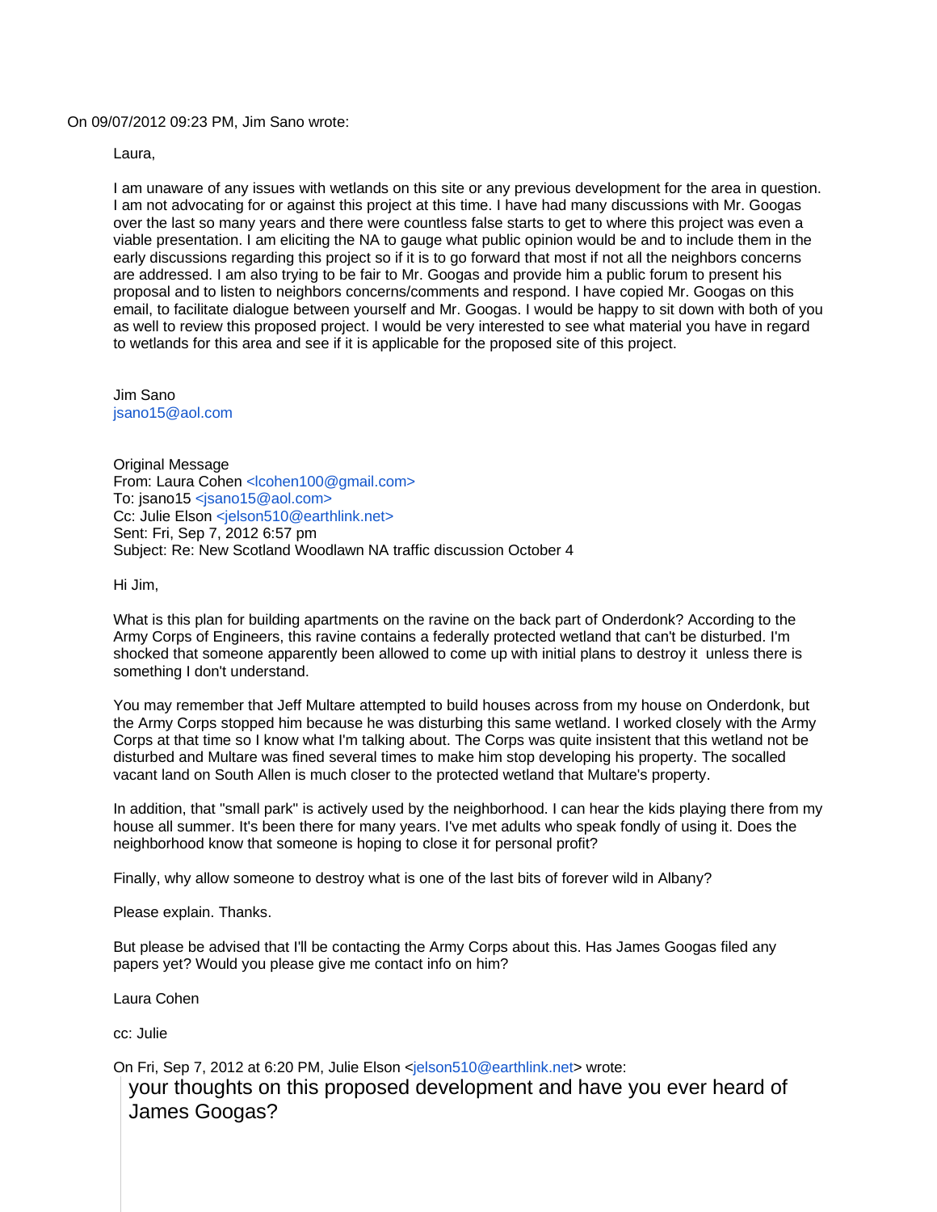On 09/07/2012 09:23 PM, Jim Sano wrote:

Laura,

I am unaware of any issues with wetlands on this site or any previous development for the area in question. I am not advocating for or against this project at this time. I have had many discussions with Mr. Googas over the last so many years and there were countless false starts to get to where this project was even a viable presentation. I am eliciting the NA to gauge what public opinion would be and to include them in the early discussions regarding this project so if it is to go forward that most if not all the neighbors concerns are addressed. I am also trying to be fair to Mr. Googas and provide him a public forum to present his proposal and to listen to neighbors concerns/comments and respond. I have copied Mr. Googas on this email, to facilitate dialogue between yourself and Mr. Googas. I would be happy to sit down with both of you as well to review this proposed project. I would be very interested to see what material you have in regard to wetlands for this area and see if it is applicable for the proposed site of this project.

Jim Sano
jsano15@aol.com

Original Message
From: Laura Cohen <lcohen100@gmail.com>
To: jsano15 <jsano15@aol.com>
Cc: Julie Elson <jelson510@earthlink.net>
Sent: Fri, Sep 7, 2012 6:57 pm
Subject: Re: New Scotland Woodlawn NA traffic discussion October 4

Hi Jim,

What is this plan for building apartments on the ravine on the back part of Onderdonk? According to the Army Corps of Engineers, this ravine contains a federally protected wetland that can't be disturbed. I'm shocked that someone apparently been allowed to come up with initial plans to destroy it  unless there is something I don't understand.

You may remember that Jeff Multare attempted to build houses across from my house on Onderdonk, but the Army Corps stopped him because he was disturbing this same wetland. I worked closely with the Army Corps at that time so I know what I'm talking about. The Corps was quite insistent that this wetland not be disturbed and Multare was fined several times to make him stop developing his property. The socalled vacant land on South Allen is much closer to the protected wetland that Multare's property.

In addition, that "small park" is actively used by the neighborhood. I can hear the kids playing there from my house all summer. It's been there for many years. I've met adults who speak fondly of using it. Does the neighborhood know that someone is hoping to close it for personal profit?

Finally, why allow someone to destroy what is one of the last bits of forever wild in Albany?

Please explain. Thanks.

But please be advised that I'll be contacting the Army Corps about this. Has James Googas filed any papers yet? Would you please give me contact info on him?

Laura Cohen

cc: Julie

On Fri, Sep 7, 2012 at 6:20 PM, Julie Elson <jelson510@earthlink.net> wrote:

> your thoughts on this proposed development and have you ever heard of James Googas?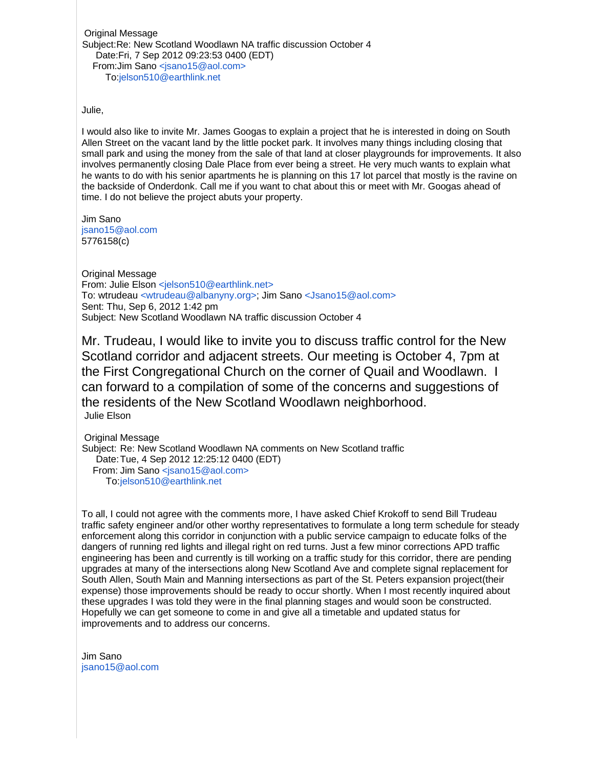Original Message
Subject:Re: New Scotland Woodlawn NA traffic discussion October 4
Date:Fri, 7 Sep 2012 09:23:53 0400 (EDT)
From:Jim Sano <jsano15@aol.com>
To:jelson510@earthlink.net

Julie,

I would also like to invite Mr. James Googas to explain a project that he is interested in doing on South Allen Street on the vacant land by the little pocket park. It involves many things including closing that small park and using the money from the sale of that land at closer playgrounds for improvements. It also involves permanently closing Dale Place from ever being a street. He very much wants to explain what he wants to do with his senior apartments he is planning on this 17 lot parcel that mostly is the ravine on the backside of Onderdonk. Call me if you want to chat about this or meet with Mr. Googas ahead of time. I do not believe the project abuts your property.

Jim Sano
jsano15@aol.com
5776158(c)

Original Message
From: Julie Elson <jelson510@earthlink.net>
To: wtrudeau <wtrudeau@albanyny.org>; Jim Sano <Jsano15@aol.com>
Sent: Thu, Sep 6, 2012 1:42 pm
Subject: New Scotland Woodlawn NA traffic discussion October 4

Mr. Trudeau, I would like to invite you to discuss traffic control for the New Scotland corridor and adjacent streets. Our meeting is October 4, 7pm at the First Congregational Church on the corner of Quail and Woodlawn. I can forward to a compilation of some of the concerns and suggestions of the residents of the New Scotland Woodlawn neighborhood.
Julie Elson

Original Message
Subject: Re: New Scotland Woodlawn NA comments on New Scotland traffic
Date: Tue, 4 Sep 2012 12:25:12 0400 (EDT)
From: Jim Sano <jsano15@aol.com>
To:jelson510@earthlink.net

To all, I could not agree with the comments more, I have asked Chief Krokoff to send Bill Trudeau traffic safety engineer and/or other worthy representatives to formulate a long term schedule for steady enforcement along this corridor in conjunction with a public service campaign to educate folks of the dangers of running red lights and illegal right on red turns. Just a few minor corrections APD traffic engineering has been and currently is till working on a traffic study for this corridor, there are pending upgrades at many of the intersections along New Scotland Ave and complete signal replacement for South Allen, South Main and Manning intersections as part of the St. Peters expansion project(their expense) those improvements should be ready to occur shortly. When I most recently inquired about these upgrades I was told they were in the final planning stages and would soon be constructed. Hopefully we can get someone to come in and give all a timetable and updated status for improvements and to address our concerns.

Jim Sano
jsano15@aol.com